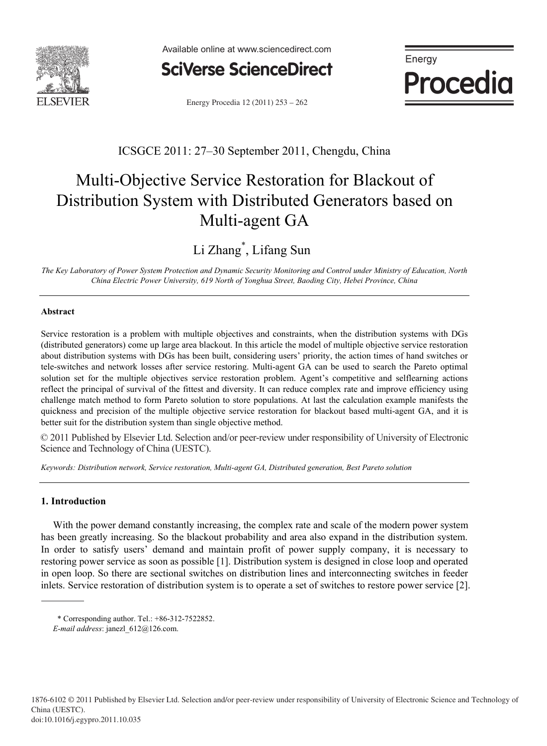ICSGCE 2011: 27–30 September 2011, Chengdu, China

# Multi-Objective Service Restoration for Blackout of Distribution System with Distributed Generators based on Multi-agent GA

Li Zhang*, Lifang Sun

*The Key Laboratory of Power System Protection and Dynamic Security Monitoring and Control under Ministry of Education, North China Electric Power University, 619 North of Yonghua Street, Baoding City, Hebei Province, China*

---

**Abstract**

Service restoration is a problem with multiple objectives and constraints, when the distribution systems with DGs (distributed generators) come up large area blackout. In this article the model of multiple objective service restoration about distribution systems with DGs has been built, considering users' priority, the action times of hand switches or tele-switches and network losses after service restoring. Multi-agent GA can be used to search the Pareto optimal solution set for the multiple objectives service restoration problem. Agent's competitive and selflearning actions reflect the principal of survival of the fittest and diversity. It can reduce complex rate and improve efficiency using challenge match method to form Pareto solution to store populations. At last the calculation example manifests the quickness and precision of the multiple objective service restoration for blackout based multi-agent GA, and it is better suit for the distribution system than single objective method.

© 2011 Published by Elsevier Ltd. Selection and/or peer-review under responsibility of University of Electronic Science and Technology of China (UESTC).

*Keywords: Distribution network, Service restoration, Multi-agent GA, Distributed generation, Best Pareto solution*

---

## 1. Introduction

With the power demand constantly increasing, the complex rate and scale of the modern power system has been greatly increasing. So the blackout probability and area also expand in the distribution system. In order to satisfy users' demand and maintain profit of power supply company, it is necessary to restoring power service as soon as possible [1]. Distribution system is designed in close loop and operated in open loop. So there are sectional switches on distribution lines and interconnecting switches in feeder inlets. Service restoration of distribution system is to operate a set of switches to restore power service [2].

---

\* Corresponding author. Tel.: +86-312-7522852.
*E-mail address*: janezl_612@126.com.

1876-6102 © 2011 Published by Elsevier Ltd. Selection and/or peer-review under responsibility of University of Electronic Science and Technology of China (UESTC).
doi:10.1016/j.egypro.2011.10.035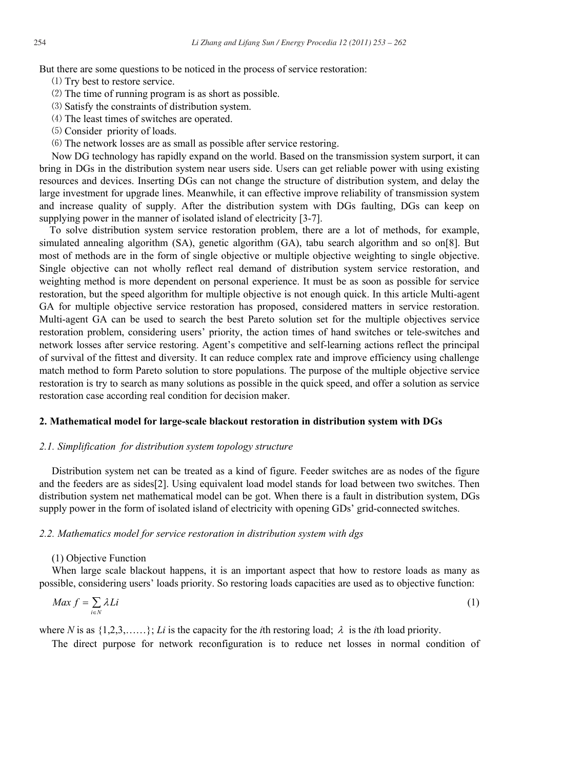But there are some questions to be noticed in the process of service restoration:

(1) Try best to restore service.

(2) The time of running program is as short as possible.

(3) Satisfy the constraints of distribution system.

(4) The least times of switches are operated.

(5) Consider priority of loads.

(6) The network losses are as small as possible after service restoring.

Now DG technology has rapidly expand on the world. Based on the transmission system surport, it can bring in DGs in the distribution system near users side. Users can get reliable power with using existing resources and devices. Inserting DGs can not change the structure of distribution system, and delay the large investment for upgrade lines. Meanwhile, it can effective improve reliability of transmission system and increase quality of supply. After the distribution system with DGs faulting, DGs can keep on supplying power in the manner of isolated island of electricity [3-7].

To solve distribution system service restoration problem, there are a lot of methods, for example, simulated annealing algorithm (SA), genetic algorithm (GA), tabu search algorithm and so on[8]. But most of methods are in the form of single objective or multiple objective weighting to single objective. Single objective can not wholly reflect real demand of distribution system service restoration, and weighting method is more dependent on personal experience. It must be as soon as possible for service restoration, but the speed algorithm for multiple objective is not enough quick. In this article Multi-agent GA for multiple objective service restoration has proposed, considered matters in service restoration. Multi-agent GA can be used to search the best Pareto solution set for the multiple objectives service restoration problem, considering users' priority, the action times of hand switches or tele-switches and network losses after service restoring. Agent's competitive and self-learning actions reflect the principal of survival of the fittest and diversity. It can reduce complex rate and improve efficiency using challenge match method to form Pareto solution to store populations. The purpose of the multiple objective service restoration is try to search as many solutions as possible in the quick speed, and offer a solution as service restoration case according real condition for decision maker.

## 2. Mathematical model for large-scale blackout restoration in distribution system with DGs

### 2.1. Simplification for distribution system topology structure

Distribution system net can be treated as a kind of figure. Feeder switches are as nodes of the figure and the feeders are as sides[2]. Using equivalent load model stands for load between two switches. Then distribution system net mathematical model can be got. When there is a fault in distribution system, DGs supply power in the form of isolated island of electricity with opening GDs' grid-connected switches.

### 2.2. Mathematics model for service restoration in distribution system with dgs

(1) Objective Function

When large scale blackout happens, it is an important aspect that how to restore loads as many as possible, considering users' loads priority. So restoring loads capacities are used as to objective function:

$$Max\ f = \sum_{i \in N} \lambda Li \tag{1}$$

where $N$ is as {1,2,3,……}; $Li$ is the capacity for the $i$th restoring load; $\lambda$ is the $i$th load priority.

The direct purpose for network reconfiguration is to reduce net losses in normal condition of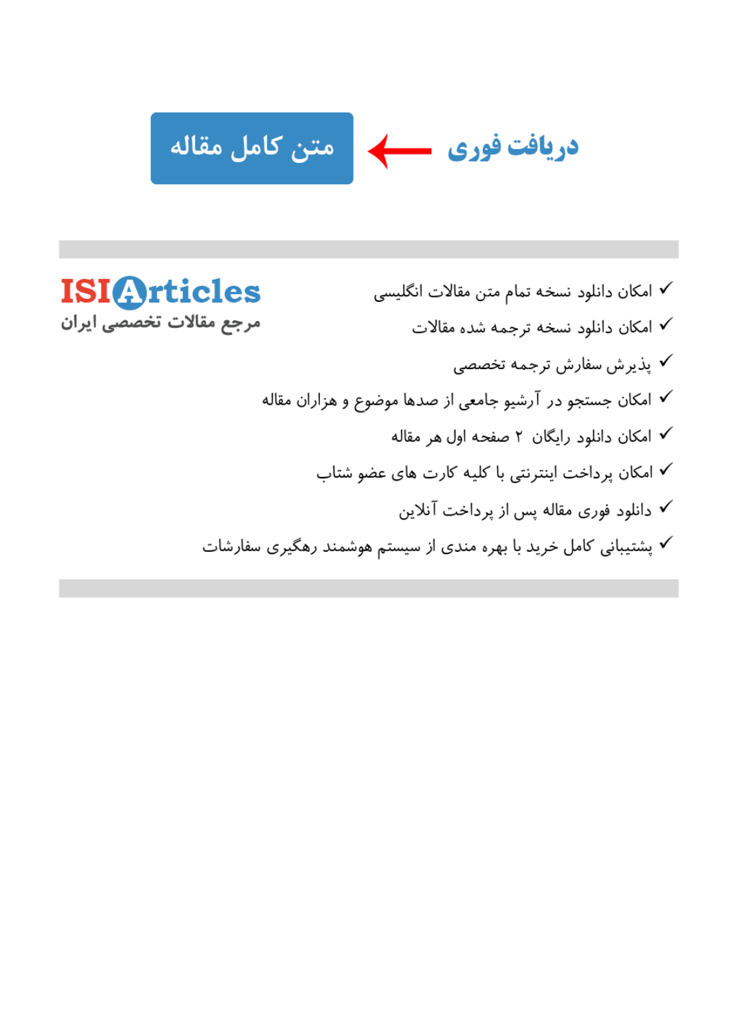دریافت فوری ← متن کامل مقاله

**ISIArticles**
مرجع مقالات تخصصی ایران

- ✓ امکان دانلود نسخه تمام متن مقالات انگلیسی
- ✓ امکان دانلود نسخه ترجمه شده مقالات
- ✓ پذیرش سفارش ترجمه تخصصی
- ✓ امکان جستجو در آرشیو جامعی از صدها موضوع و هزاران مقاله
- ✓ امکان دانلود رایگان ۲ صفحه اول هر مقاله
- ✓ امکان پرداخت اینترنتی با کلیه کارت های عضو شتاب
- ✓ دانلود فوری مقاله پس از پرداخت آنلاین
- ✓ پشتیبانی کامل خرید با بهره مندی از سیستم هوشمند رهگیری سفارشات